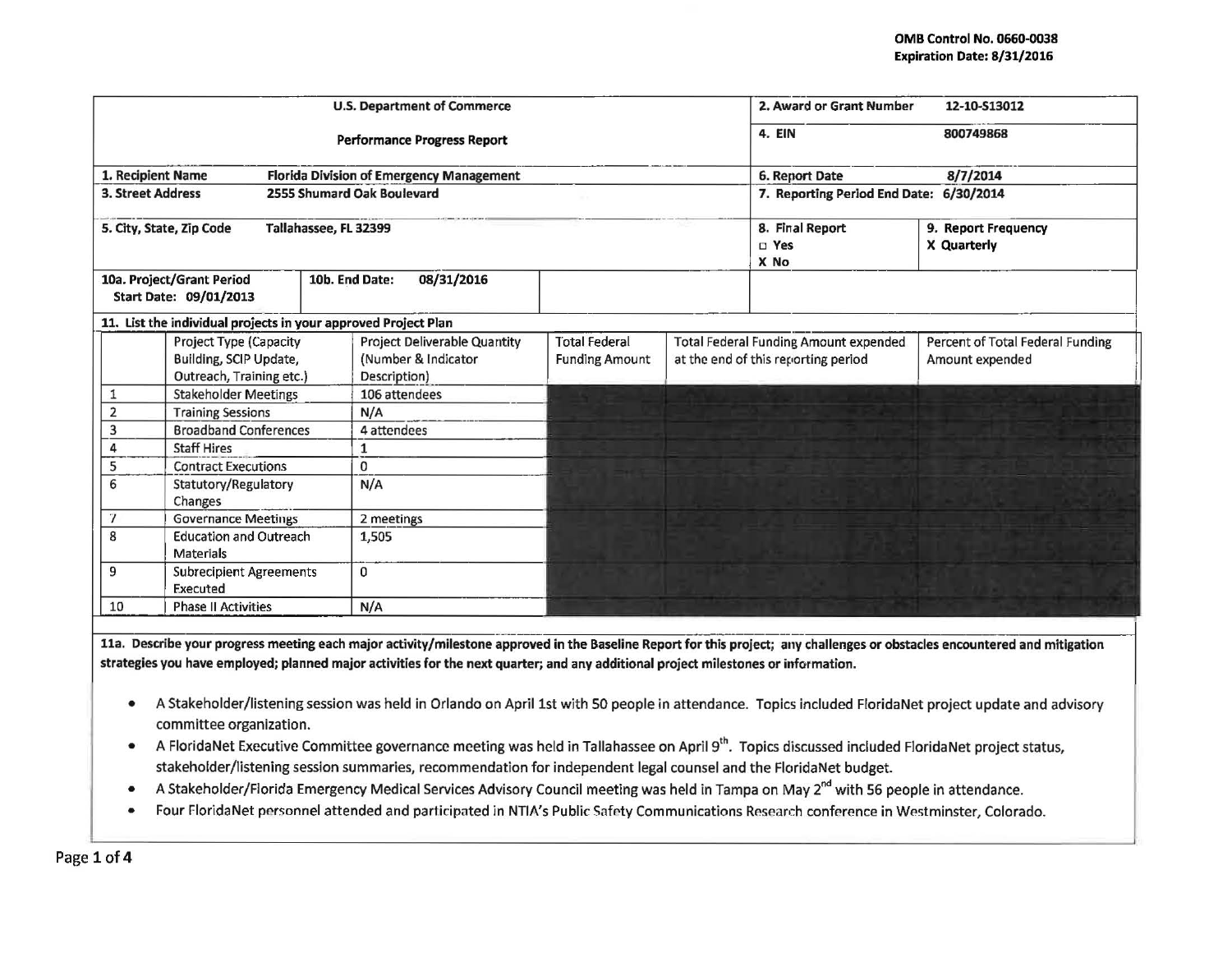OMB Control No. 0660-0038
Expiration Date: 8/31/2016

| U.S. Department of Commerce | | 2. Award or Grant Number | 12-10-S13012 |
|---|---|---|---|
| Performance Progress Report | | 4. EIN | 800749868 |
| 1. Recipient Name | Florida Division of Emergency Management | 6. Report Date | 8/7/2014 |
| 3. Street Address | 2555 Shumard Oak Boulevard | 7. Reporting Period End Date: 6/30/2014 | |
| 5. City, State, Zip Code | Tallahassee, FL 32399 | 8. Final Report<br>□ Yes<br>X No | 9. Report Frequency<br>X Quarterly |
| 10a. Project/Grant Period Start Date: 09/01/2013 | 10b. End Date: 08/31/2016 | | |

**11. List the individual projects in your approved Project Plan**

| | Project Type (Capacity Building, SCIP Update, Outreach, Training etc.) | Project Deliverable Quantity (Number & Indicator Description) | Total Federal Funding Amount | Total Federal Funding Amount expended at the end of this reporting period | Percent of Total Federal Funding Amount expended |
|---|---|---|---|---|---|
| 1 | Stakeholder Meetings | 106 attendees | | | |
| 2 | Training Sessions | N/A | | | |
| 3 | Broadband Conferences | 4 attendees | | | |
| 4 | Staff Hires | 1 | | | |
| 5 | Contract Executions | 0 | | | |
| 6 | Statutory/Regulatory Changes | N/A | | | |
| 7 | Governance Meetings | 2 meetings | | | |
| 8 | Education and Outreach Materials | 1,505 | | | |
| 9 | Subrecipient Agreements Executed | 0 | | | |
| 10 | Phase II Activities | N/A | | | |

**11a. Describe your progress meeting each major activity/milestone approved in the Baseline Report for this project; any challenges or obstacles encountered and mitigation strategies you have employed; planned major activities for the next quarter; and any additional project milestones or information.**

- A Stakeholder/listening session was held in Orlando on April 1st with 50 people in attendance. Topics included FloridaNet project update and advisory committee organization.
- A FloridaNet Executive Committee governance meeting was held in Tallahassee on April 9th. Topics discussed included FloridaNet project status, stakeholder/listening session summaries, recommendation for independent legal counsel and the FloridaNet budget.
- A Stakeholder/Florida Emergency Medical Services Advisory Council meeting was held in Tampa on May 2nd with 56 people in attendance.
- Four FloridaNet personnel attended and participated in NTIA's Public Safety Communications Research conference in Westminster, Colorado.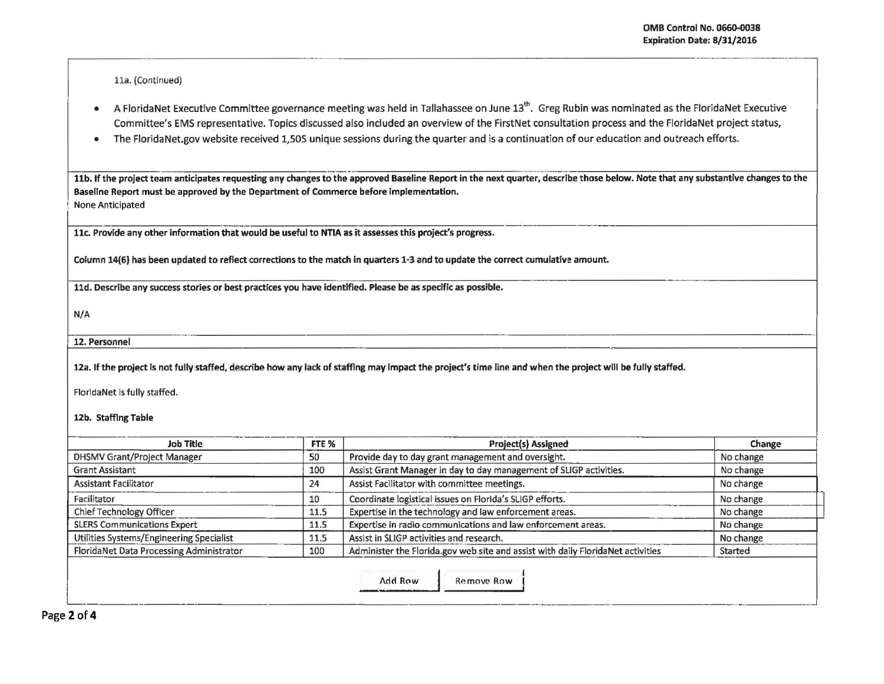OMB Control No. 0660-0038
Expiration Date: 8/31/2016

11a. (Continued)

- A FloridaNet Executive Committee governance meeting was held in Tallahassee on June 13th. Greg Rubin was nominated as the FloridaNet Executive Committee's EMS representative. Topics discussed also included an overview of the FirstNet consultation process and the FloridaNet project status,
- The FloridaNet.gov website received 1,505 unique sessions during the quarter and is a continuation of our education and outreach efforts.

**11b. If the project team anticipates requesting any changes to the approved Baseline Report in the next quarter, describe those below. Note that any substantive changes to the Baseline Report must be approved by the Department of Commerce before implementation.**

None Anticipated

**11c. Provide any other information that would be useful to NTIA as it assesses this project's progress.**

**Column 14(6) has been updated to reflect corrections to the match in quarters 1-3 and to update the correct cumulative amount.**

**11d. Describe any success stories or best practices you have identified. Please be as specific as possible.**

N/A

**12. Personnel**

**12a. If the project is not fully staffed, describe how any lack of staffing may impact the project's time line and when the project will be fully staffed.**

FloridaNet is fully staffed.

**12b. Staffing Table**

| Job Title | FTE % | Project(s) Assigned | Change |
|---|---|---|---|
| DHSMV Grant/Project Manager | 50 | Provide day to day grant management and oversight. | No change |
| Grant Assistant | 100 | Assist Grant Manager in day to day management of SLIGP activities. | No change |
| Assistant Facilitator | 24 | Assist Facilitator with committee meetings. | No change |
| Facilitator | 10 | Coordinate logistical issues on Florida's SLIGP efforts. | No change |
| Chief Technology Officer | 11.5 | Expertise in the technology and law enforcement areas. | No change |
| SLERS Communications Expert | 11.5 | Expertise in radio communications and law enforcement areas. | No change |
| Utilities Systems/Engineering Specialist | 11.5 | Assist in SLIGP activities and research. | No change |
| FloridaNet Data Processing Administrator | 100 | Administer the Florida.gov web site and assist with daily FloridaNet activities | Started |

Add Row | Remove Row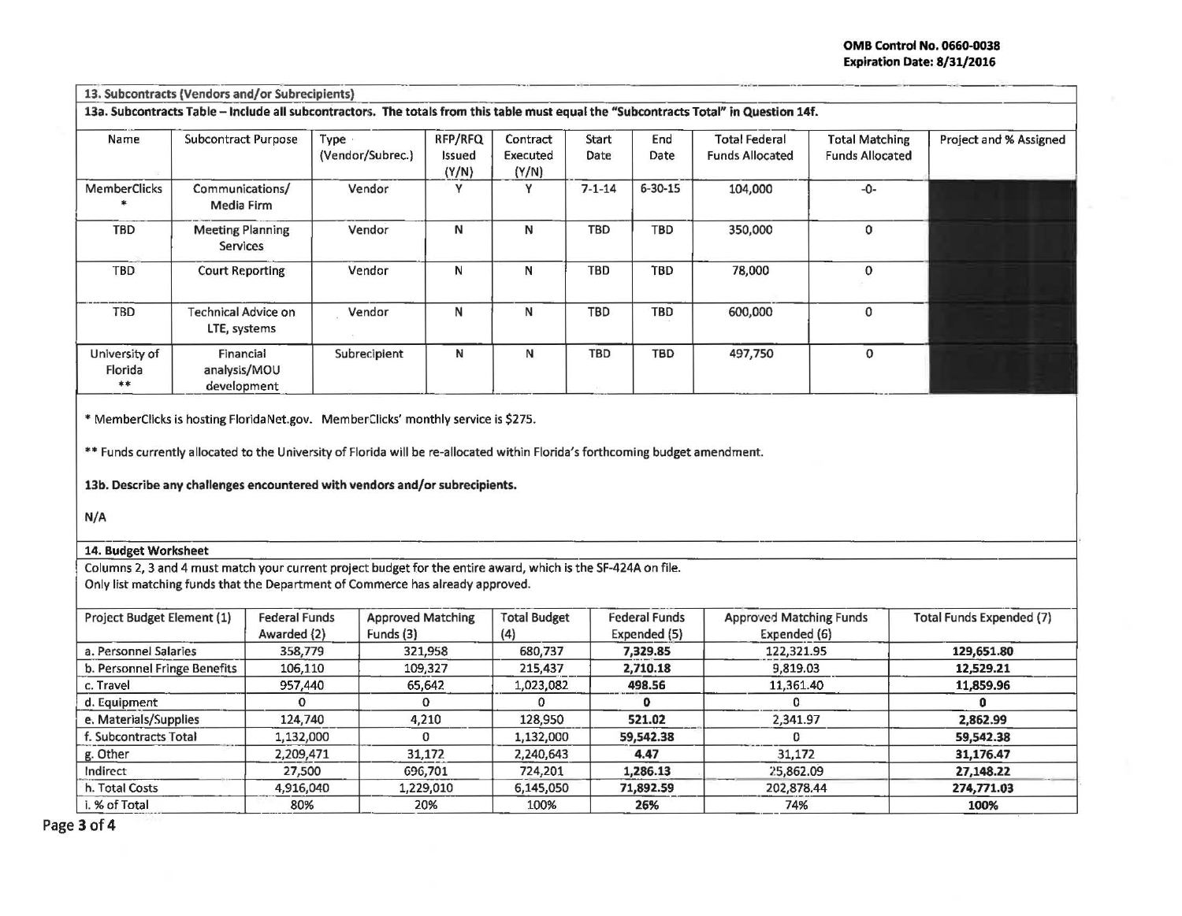OMB Control No. 0660-0038
Expiration Date: 8/31/2016

## 13. Subcontracts (Vendors and/or Subrecipients)

**13a. Subcontracts Table – Include all subcontractors. The totals from this table must equal the "Subcontracts Total" in Question 14f.**

| Name | Subcontract Purpose | Type (Vendor/Subrec.) | RFP/RFQ Issued (Y/N) | Contract Executed (Y/N) | Start Date | End Date | Total Federal Funds Allocated | Total Matching Funds Allocated | Project and % Assigned |
|---|---|---|---|---|---|---|---|---|---|
| MemberClicks * | Communications/ Media Firm | Vendor | Y | Y | 7-1-14 | 6-30-15 | 104,000 | -0- | |
| TBD | Meeting Planning Services | Vendor | N | N | TBD | TBD | 350,000 | 0 | |
| TBD | Court Reporting | Vendor | N | N | TBD | TBD | 78,000 | 0 | |
| TBD | Technical Advice on LTE, systems | Vendor | N | N | TBD | TBD | 600,000 | 0 | |
| University of Florida ** | Financial analysis/MOU development | Subrecipient | N | N | TBD | TBD | 497,750 | 0 | |

* MemberClicks is hosting FloridaNet.gov. MemberClicks' monthly service is $275.

** Funds currently allocated to the University of Florida will be re-allocated within Florida's forthcoming budget amendment.

**13b. Describe any challenges encountered with vendors and/or subrecipients.**

N/A

## 14. Budget Worksheet

Columns 2, 3 and 4 must match your current project budget for the entire award, which is the SF-424A on file.
Only list matching funds that the Department of Commerce has already approved.

| Project Budget Element (1) | Federal Funds Awarded (2) | Approved Matching Funds (3) | Total Budget (4) | Federal Funds Expended (5) | Approved Matching Funds Expended (6) | Total Funds Expended (7) |
|---|---|---|---|---|---|---|
| a. Personnel Salaries | 358,779 | 321,958 | 680,737 | **7,329.85** | 122,321.95 | **129,651.80** |
| b. Personnel Fringe Benefits | 106,110 | 109,327 | 215,437 | **2,710.18** | 9,819.03 | **12,529.21** |
| c. Travel | 957,440 | 65,642 | 1,023,082 | **498.56** | 11,361.40 | **11,859.96** |
| d. Equipment | 0 | 0 | 0 | **0** | 0 | **0** |
| e. Materials/Supplies | 124,740 | 4,210 | 128,950 | **521.02** | 2,341.97 | **2,862.99** |
| f. Subcontracts Total | 1,132,000 | 0 | 1,132,000 | **59,542.38** | 0 | **59,542.38** |
| g. Other | 2,209,471 | 31,172 | 2,240,643 | **4.47** | 31,172 | **31,176.47** |
| Indirect | 27,500 | 696,701 | 724,201 | **1,286.13** | 25,862.09 | **27,148.22** |
| h. Total Costs | 4,916,040 | 1,229,010 | 6,145,050 | **71,892.59** | 202,878.44 | **274,771.03** |
| i. % of Total | 80% | 20% | 100% | **26%** | 74% | **100%** |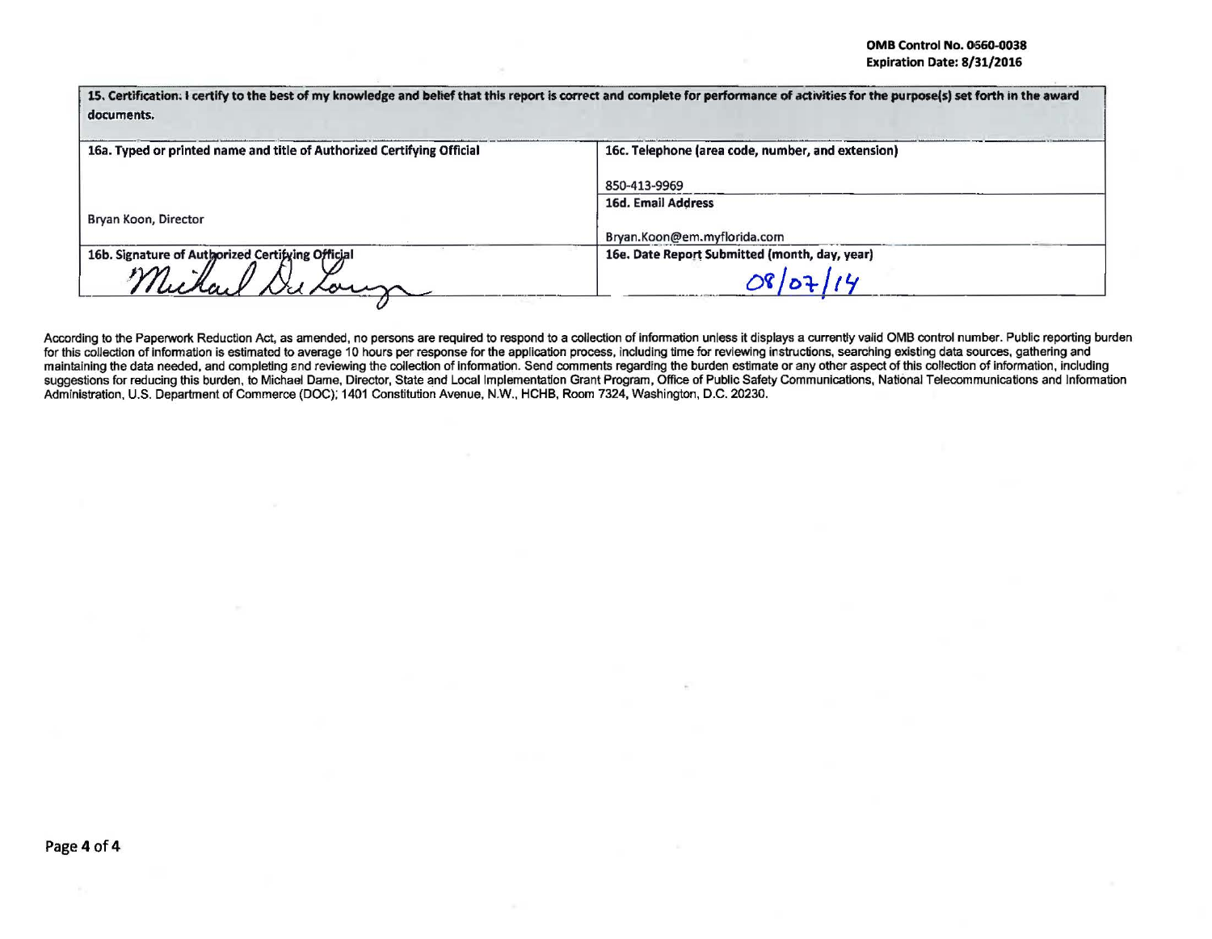OMB Control No. 0660-0038
Expiration Date: 8/31/2016

| | |
|---|---|
| **15. Certification: I certify to the best of my knowledge and belief that this report is correct and complete for performance of activities for the purpose(s) set forth in the award documents.** | |
| **16a. Typed or printed name and title of Authorized Certifying Official**<br><br>Bryan Koon, Director | **16c. Telephone (area code, number, and extension)**<br><br>850-413-9969 |
| | **16d. Email Address**<br><br>Bryan.Koon@em.myflorida.com |
| **16b. Signature of Authorized Certifying Official**<br><br>Michael DeLong | **16e. Date Report Submitted (month, day, year)**<br><br>08/07/14 |

According to the Paperwork Reduction Act, as amended, no persons are required to respond to a collection of information unless it displays a currently valid OMB control number. Public reporting burden for this collection of information is estimated to average 10 hours per response for the application process, including time for reviewing instructions, searching existing data sources, gathering and maintaining the data needed, and completing and reviewing the collection of information. Send comments regarding the burden estimate or any other aspect of this collection of information, including suggestions for reducing this burden, to Michael Dame, Director, State and Local Implementation Grant Program, Office of Public Safety Communications, National Telecommunications and Information Administration, U.S. Department of Commerce (DOC); 1401 Constitution Avenue, N.W., HCHB, Room 7324, Washington, D.C. 20230.